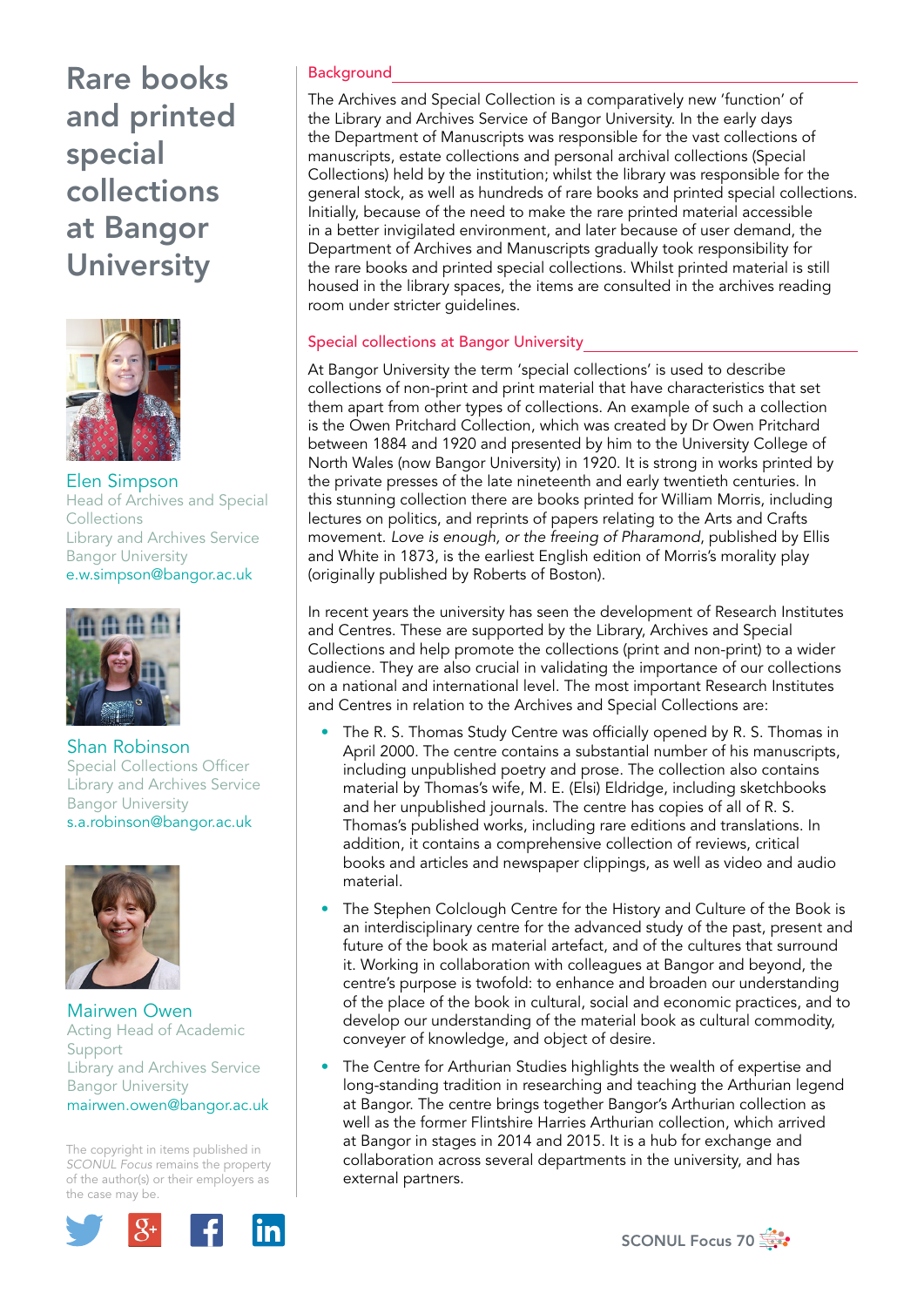# Rare books and printed special collections at Bangor University

**Elen Simpson**
Head of Archives and Special Collections
Library and Archives Service
Bangor University
e.w.simpson@bangor.ac.uk

**Shan Robinson**
Special Collections Officer
Library and Archives Service
Bangor University
s.a.robinson@bangor.ac.uk

**Mairwen Owen**
Acting Head of Academic Support
Library and Archives Service
Bangor University
mairwen.owen@bangor.ac.uk

The copyright in items published in *SCONUL Focus* remains the property of the author(s) or their employers as the case may be.

## Background

The Archives and Special Collection is a comparatively new 'function' of the Library and Archives Service of Bangor University. In the early days the Department of Manuscripts was responsible for the vast collections of manuscripts, estate collections and personal archival collections (Special Collections) held by the institution; whilst the library was responsible for the general stock, as well as hundreds of rare books and printed special collections. Initially, because of the need to make the rare printed material accessible in a better invigilated environment, and later because of user demand, the Department of Archives and Manuscripts gradually took responsibility for the rare books and printed special collections. Whilst printed material is still housed in the library spaces, the items are consulted in the archives reading room under stricter guidelines.

## Special collections at Bangor University

At Bangor University the term 'special collections' is used to describe collections of non-print and print material that have characteristics that set them apart from other types of collections. An example of such a collection is the Owen Pritchard Collection, which was created by Dr Owen Pritchard between 1884 and 1920 and presented by him to the University College of North Wales (now Bangor University) in 1920. It is strong in works printed by the private presses of the late nineteenth and early twentieth centuries. In this stunning collection there are books printed for William Morris, including lectures on politics, and reprints of papers relating to the Arts and Crafts movement. *Love is enough, or the freeing of Pharamond*, published by Ellis and White in 1873, is the earliest English edition of Morris's morality play (originally published by Roberts of Boston).

In recent years the university has seen the development of Research Institutes and Centres. These are supported by the Library, Archives and Special Collections and help promote the collections (print and non-print) to a wider audience. They are also crucial in validating the importance of our collections on a national and international level. The most important Research Institutes and Centres in relation to the Archives and Special Collections are:

- The R. S. Thomas Study Centre was officially opened by R. S. Thomas in April 2000. The centre contains a substantial number of his manuscripts, including unpublished poetry and prose. The collection also contains material by Thomas's wife, M. E. (Elsi) Eldridge, including sketchbooks and her unpublished journals. The centre has copies of all of R. S. Thomas's published works, including rare editions and translations. In addition, it contains a comprehensive collection of reviews, critical books and articles and newspaper clippings, as well as video and audio material.
- The Stephen Colclough Centre for the History and Culture of the Book is an interdisciplinary centre for the advanced study of the past, present and future of the book as material artefact, and of the cultures that surround it. Working in collaboration with colleagues at Bangor and beyond, the centre's purpose is twofold: to enhance and broaden our understanding of the place of the book in cultural, social and economic practices, and to develop our understanding of the material book as cultural commodity, conveyer of knowledge, and object of desire.
- The Centre for Arthurian Studies highlights the wealth of expertise and long-standing tradition in researching and teaching the Arthurian legend at Bangor. The centre brings together Bangor's Arthurian collection as well as the former Flintshire Harries Arthurian collection, which arrived at Bangor in stages in 2014 and 2015. It is a hub for exchange and collaboration across several departments in the university, and has external partners.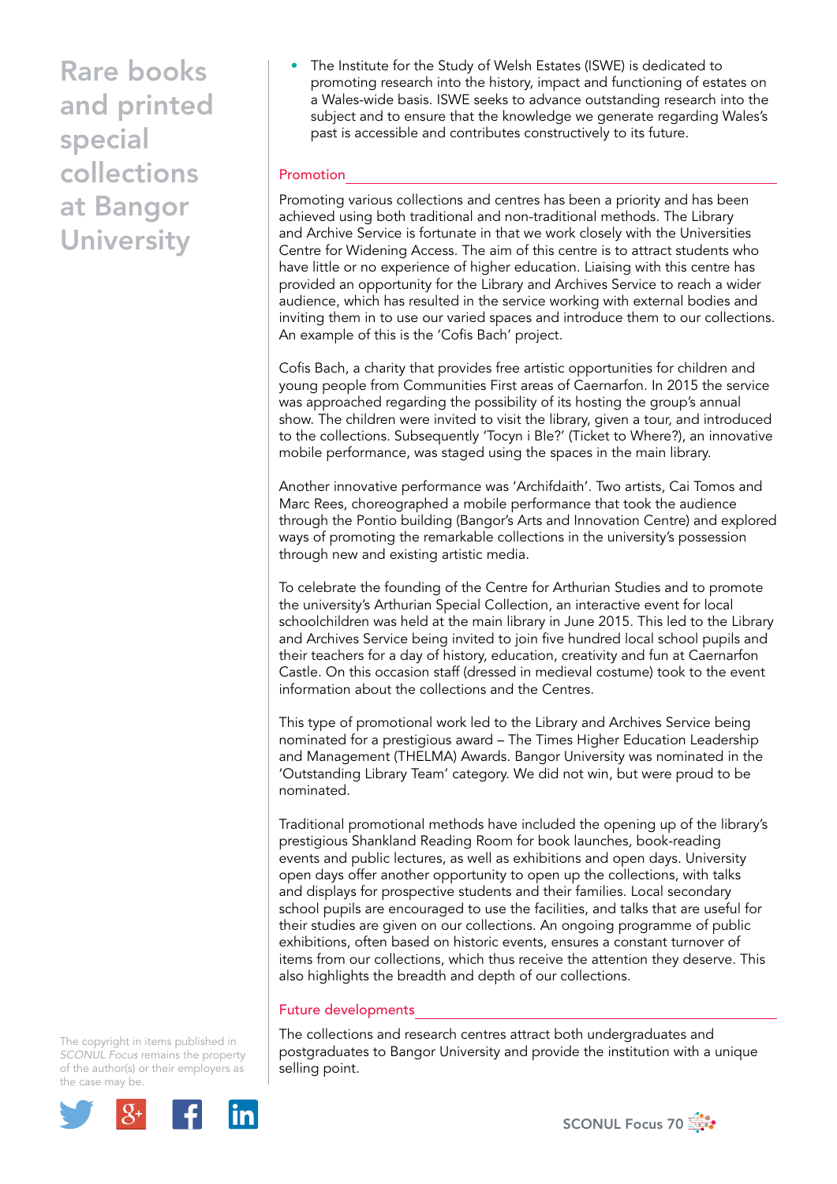- The Institute for the Study of Welsh Estates (ISWE) is dedicated to promoting research into the history, impact and functioning of estates on a Wales-wide basis. ISWE seeks to advance outstanding research into the subject and to ensure that the knowledge we generate regarding Wales's past is accessible and contributes constructively to its future.

## Promotion

Promoting various collections and centres has been a priority and has been achieved using both traditional and non-traditional methods. The Library and Archive Service is fortunate in that we work closely with the Universities Centre for Widening Access. The aim of this centre is to attract students who have little or no experience of higher education. Liaising with this centre has provided an opportunity for the Library and Archives Service to reach a wider audience, which has resulted in the service working with external bodies and inviting them in to use our varied spaces and introduce them to our collections. An example of this is the 'Cofis Bach' project.

Cofis Bach, a charity that provides free artistic opportunities for children and young people from Communities First areas of Caernarfon. In 2015 the service was approached regarding the possibility of its hosting the group's annual show. The children were invited to visit the library, given a tour, and introduced to the collections. Subsequently 'Tocyn i Ble?' (Ticket to Where?), an innovative mobile performance, was staged using the spaces in the main library.

Another innovative performance was 'Archifdaith'. Two artists, Cai Tomos and Marc Rees, choreographed a mobile performance that took the audience through the Pontio building (Bangor's Arts and Innovation Centre) and explored ways of promoting the remarkable collections in the university's possession through new and existing artistic media.

To celebrate the founding of the Centre for Arthurian Studies and to promote the university's Arthurian Special Collection, an interactive event for local schoolchildren was held at the main library in June 2015. This led to the Library and Archives Service being invited to join five hundred local school pupils and their teachers for a day of history, education, creativity and fun at Caernarfon Castle. On this occasion staff (dressed in medieval costume) took to the event information about the collections and the Centres.

This type of promotional work led to the Library and Archives Service being nominated for a prestigious award – The Times Higher Education Leadership and Management (THELMA) Awards. Bangor University was nominated in the 'Outstanding Library Team' category. We did not win, but were proud to be nominated.

Traditional promotional methods have included the opening up of the library's prestigious Shankland Reading Room for book launches, book-reading events and public lectures, as well as exhibitions and open days. University open days offer another opportunity to open up the collections, with talks and displays for prospective students and their families. Local secondary school pupils are encouraged to use the facilities, and talks that are useful for their studies are given on our collections. An ongoing programme of public exhibitions, often based on historic events, ensures a constant turnover of items from our collections, which thus receive the attention they deserve. This also highlights the breadth and depth of our collections.

## Future developments

The collections and research centres attract both undergraduates and postgraduates to Bangor University and provide the institution with a unique selling point.

The copyright in items published in *SCONUL Focus* remains the property of the author(s) or their employers as the case may be.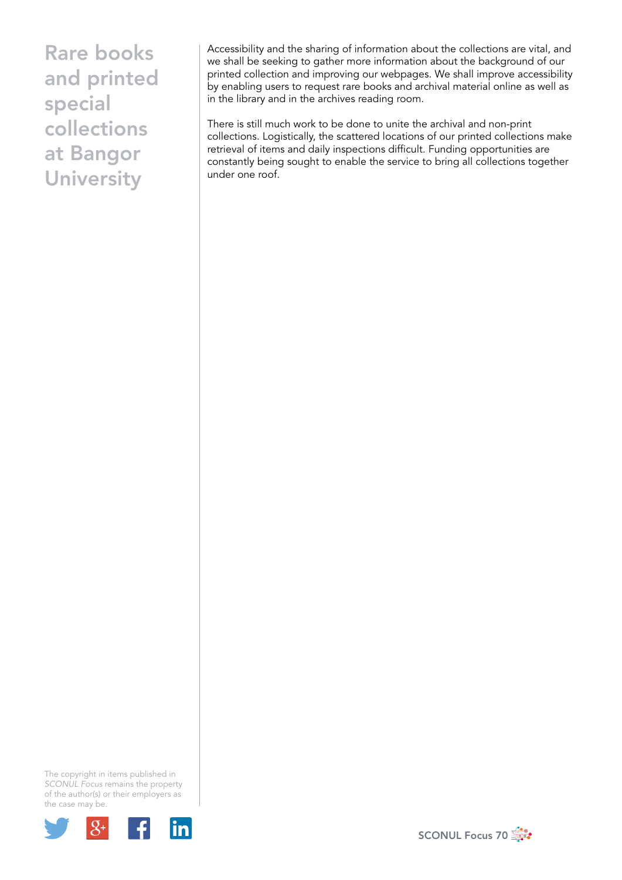Accessibility and the sharing of information about the collections are vital, and we shall be seeking to gather more information about the background of our printed collection and improving our webpages. We shall improve accessibility by enabling users to request rare books and archival material online as well as in the library and in the archives reading room.

There is still much work to be done to unite the archival and non-print collections. Logistically, the scattered locations of our printed collections make retrieval of items and daily inspections difficult. Funding opportunities are constantly being sought to enable the service to bring all collections together under one roof.